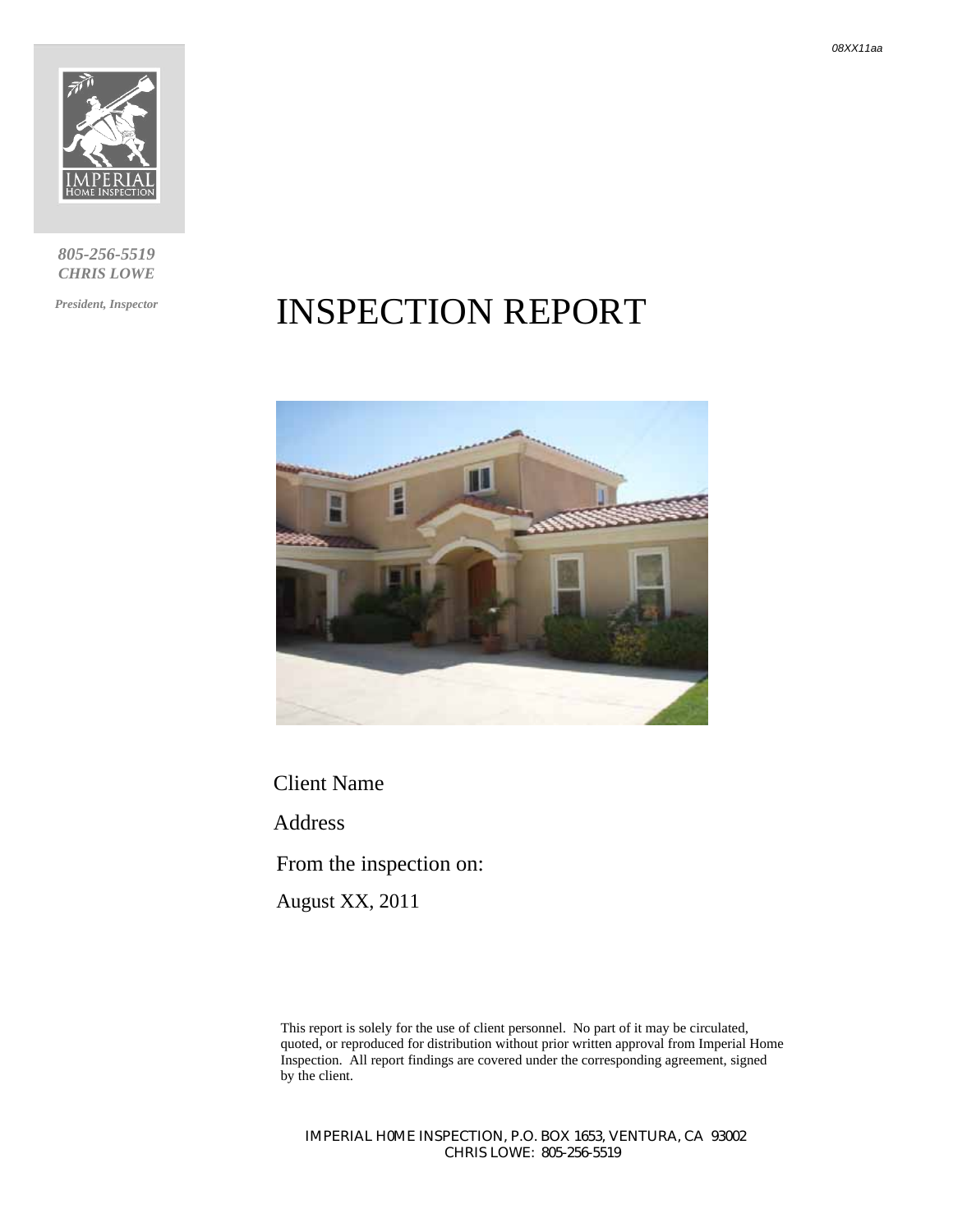08XX11aa

*805-256-5519*
*CHRIS LOWE*

*President, Inspector*

# INSPECTION REPORT

Client Name

Address

From the inspection on:

August XX, 2011

This report is solely for the use of client personnel. No part of it may be circulated, quoted, or reproduced for distribution without prior written approval from Imperial Home Inspection. All report findings are covered under the corresponding agreement, signed by the client.

IMPERIAL H0ME INSPECTION, P.O. BOX 1653, VENTURA, CA 93002
CHRIS LOWE: 805-256-5519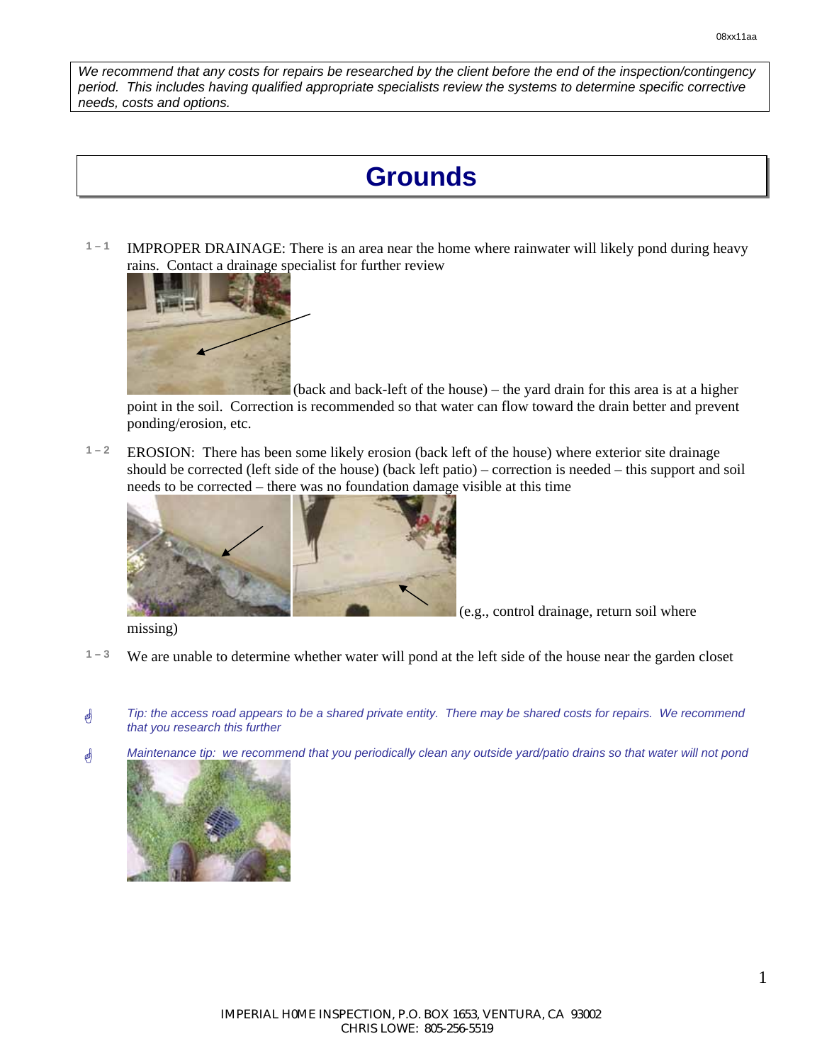*We recommend that any costs for repairs be researched by the client before the end of the inspection/contingency period. This includes having qualified appropriate specialists review the systems to determine specific corrective needs, costs and options.*

# Grounds

1 – 1 IMPROPER DRAINAGE: There is an area near the home where rainwater will likely pond during heavy rains. Contact a drainage specialist for further review (back and back-left of the house) – the yard drain for this area is at a higher point in the soil. Correction is recommended so that water can flow toward the drain better and prevent ponding/erosion, etc.

1 – 2 EROSION: There has been some likely erosion (back left of the house) where exterior site drainage should be corrected (left side of the house) (back left patio) – correction is needed – this support and soil needs to be corrected – there was no foundation damage visible at this time (e.g., control drainage, return soil where missing)

1 – 3 We are unable to determine whether water will pond at the left side of the house near the garden closet

*Tip: the access road appears to be a shared private entity. There may be shared costs for repairs. We recommend that you research this further*

*Maintenance tip: we recommend that you periodically clean any outside yard/patio drains so that water will not pond*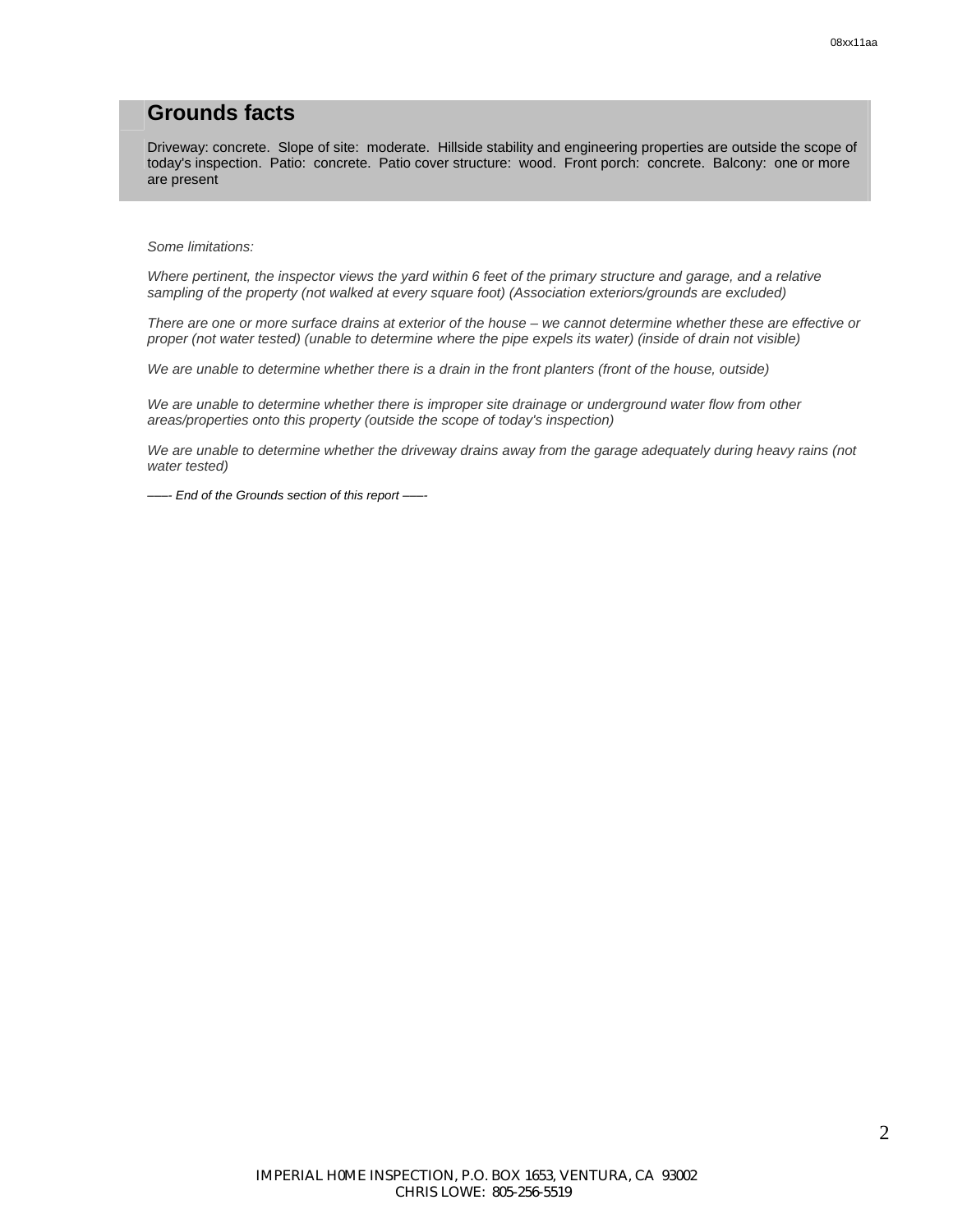## Grounds facts

Driveway: concrete. Slope of site: moderate. Hillside stability and engineering properties are outside the scope of today's inspection. Patio: concrete. Patio cover structure: wood. Front porch: concrete. Balcony: one or more are present

*Some limitations:*

*Where pertinent, the inspector views the yard within 6 feet of the primary structure and garage, and a relative sampling of the property (not walked at every square foot) (Association exteriors/grounds are excluded)*

*There are one or more surface drains at exterior of the house – we cannot determine whether these are effective or proper (not water tested) (unable to determine where the pipe expels its water) (inside of drain not visible)*

*We are unable to determine whether there is a drain in the front planters (front of the house, outside)*

*We are unable to determine whether there is improper site drainage or underground water flow from other areas/properties onto this property (outside the scope of today's inspection)*

*We are unable to determine whether the driveway drains away from the garage adequately during heavy rains (not water tested)*

*——- End of the Grounds section of this report ——-*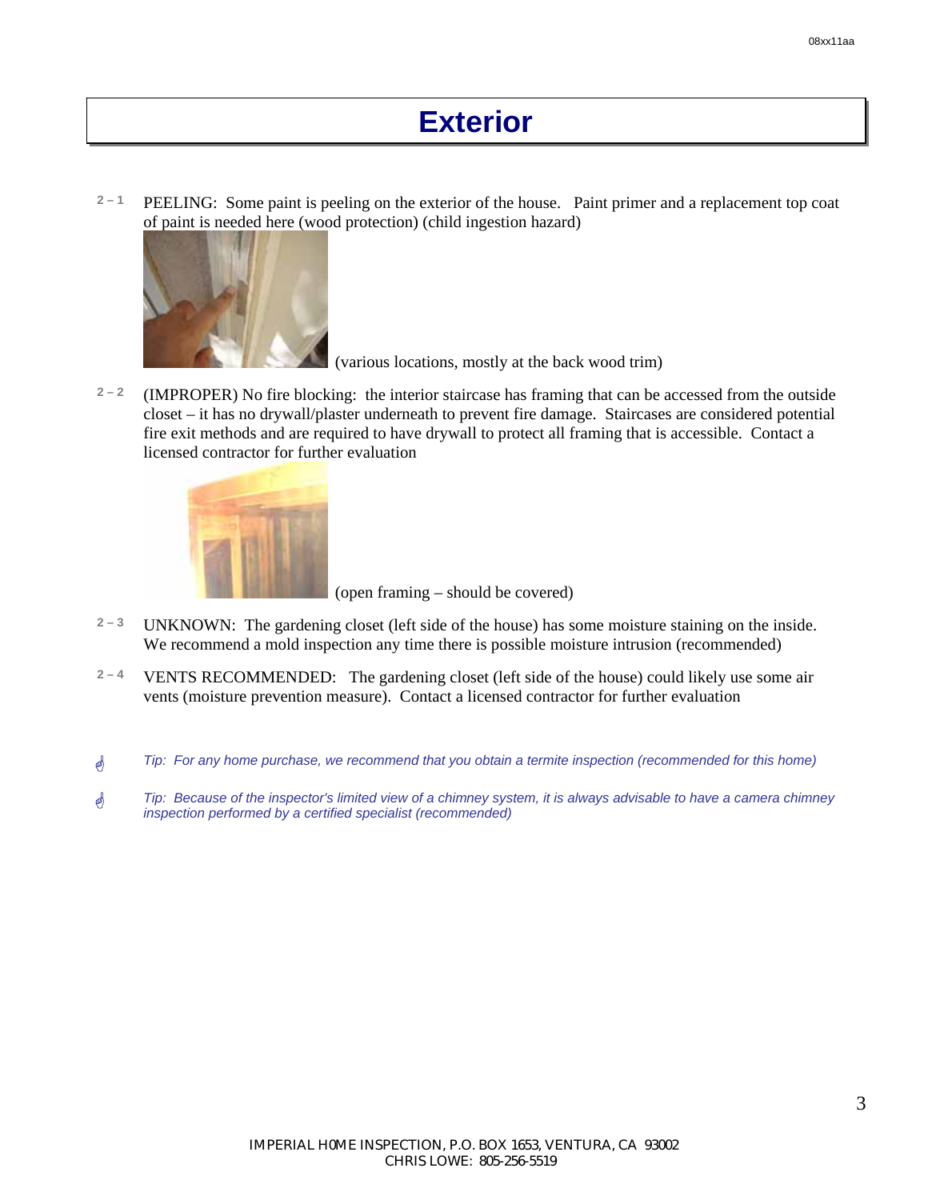# Exterior

2 – 1 PEELING: Some paint is peeling on the exterior of the house. Paint primer and a replacement top coat of paint is needed here (wood protection) (child ingestion hazard)

(various locations, mostly at the back wood trim)

2 – 2 (IMPROPER) No fire blocking: the interior staircase has framing that can be accessed from the outside closet – it has no drywall/plaster underneath to prevent fire damage. Staircases are considered potential fire exit methods and are required to have drywall to protect all framing that is accessible. Contact a licensed contractor for further evaluation

(open framing – should be covered)

2 – 3 UNKNOWN: The gardening closet (left side of the house) has some moisture staining on the inside. We recommend a mold inspection any time there is possible moisture intrusion (recommended)

2 – 4 VENTS RECOMMENDED: The gardening closet (left side of the house) could likely use some air vents (moisture prevention measure). Contact a licensed contractor for further evaluation

*Tip: For any home purchase, we recommend that you obtain a termite inspection (recommended for this home)*

*Tip: Because of the inspector's limited view of a chimney system, it is always advisable to have a camera chimney inspection performed by a certified specialist (recommended)*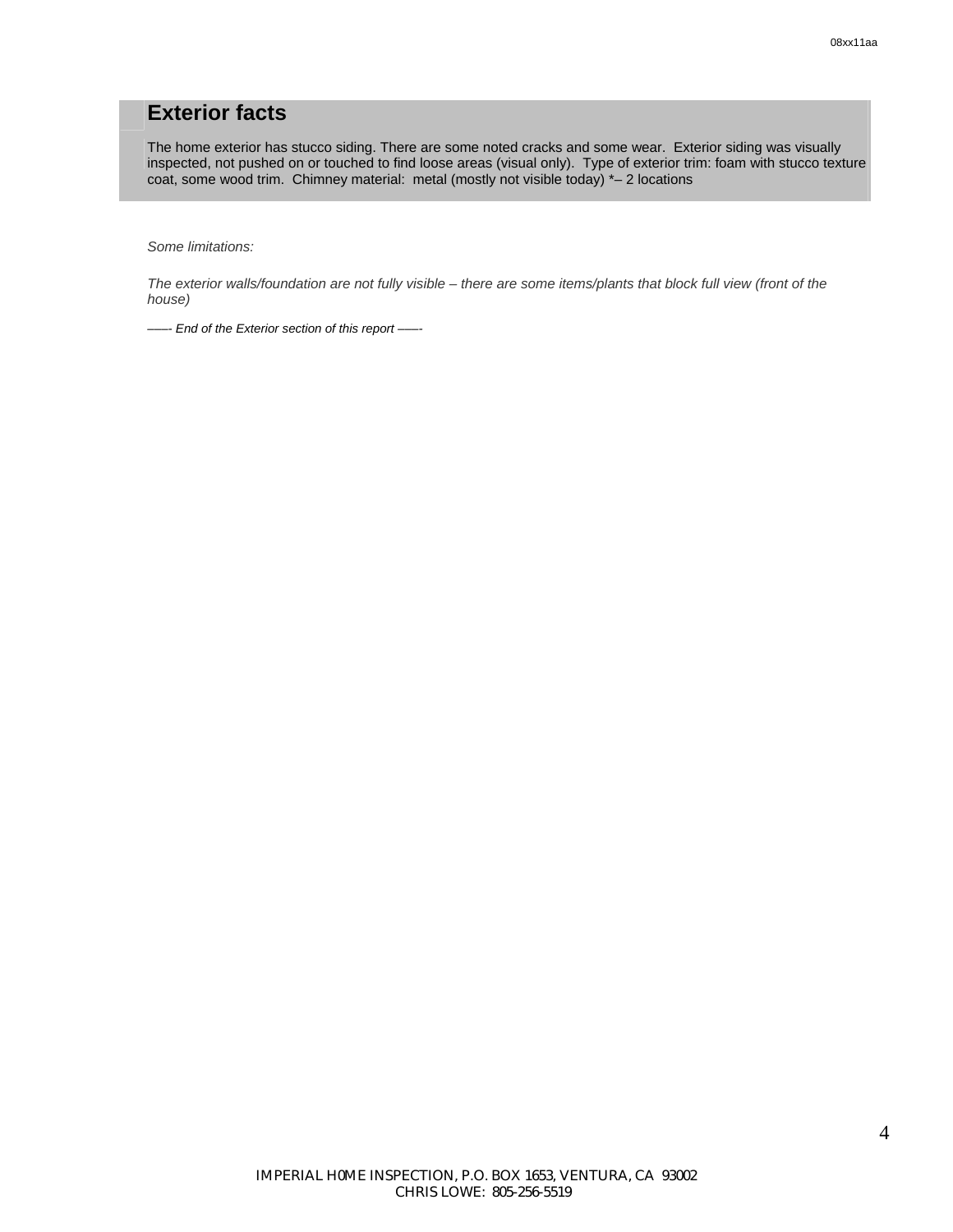# Exterior facts

The home exterior has stucco siding. There are some noted cracks and some wear. Exterior siding was visually inspected, not pushed on or touched to find loose areas (visual only). Type of exterior trim: foam with stucco texture coat, some wood trim. Chimney material: metal (mostly not visible today) *– 2 locations

*Some limitations:*

*The exterior walls/foundation are not fully visible – there are some items/plants that block full view (front of the house)*

*——- End of the Exterior section of this report ——-*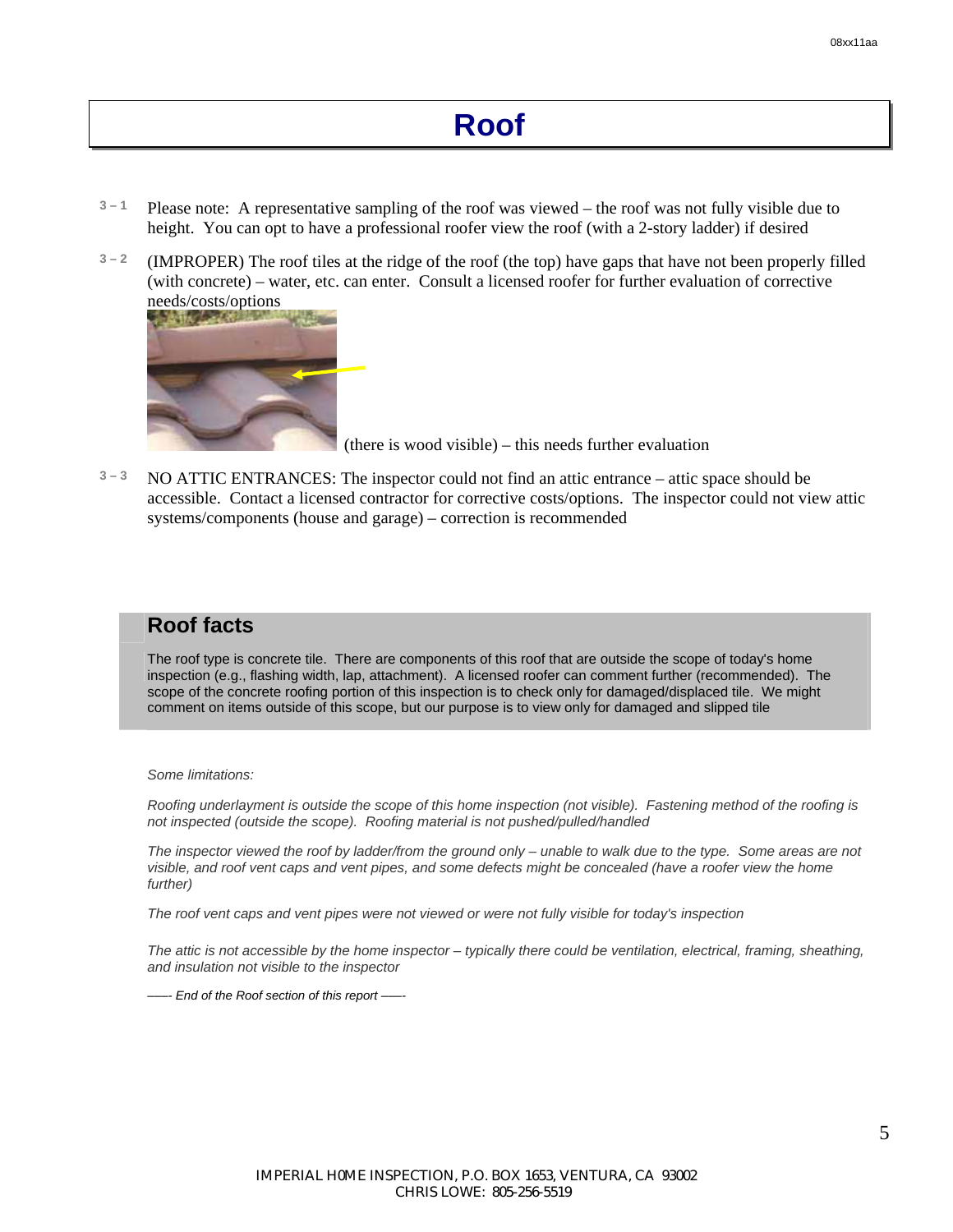# Roof

3 – 1 Please note: A representative sampling of the roof was viewed – the roof was not fully visible due to height. You can opt to have a professional roofer view the roof (with a 2-story ladder) if desired

3 – 2 (IMPROPER) The roof tiles at the ridge of the roof (the top) have gaps that have not been properly filled (with concrete) – water, etc. can enter. Consult a licensed roofer for further evaluation of corrective needs/costs/options

(there is wood visible) – this needs further evaluation

3 – 3 NO ATTIC ENTRANCES: The inspector could not find an attic entrance – attic space should be accessible. Contact a licensed contractor for corrective costs/options. The inspector could not view attic systems/components (house and garage) – correction is recommended

## Roof facts

The roof type is concrete tile. There are components of this roof that are outside the scope of today's home inspection (e.g., flashing width, lap, attachment). A licensed roofer can comment further (recommended). The scope of the concrete roofing portion of this inspection is to check only for damaged/displaced tile. We might comment on items outside of this scope, but our purpose is to view only for damaged and slipped tile

*Some limitations:*

*Roofing underlayment is outside the scope of this home inspection (not visible). Fastening method of the roofing is not inspected (outside the scope). Roofing material is not pushed/pulled/handled*

*The inspector viewed the roof by ladder/from the ground only – unable to walk due to the type. Some areas are not visible, and roof vent caps and vent pipes, and some defects might be concealed (have a roofer view the home further)*

*The roof vent caps and vent pipes were not viewed or were not fully visible for today's inspection*

*The attic is not accessible by the home inspector – typically there could be ventilation, electrical, framing, sheathing, and insulation not visible to the inspector*

*—–- End of the Roof section of this report —–-*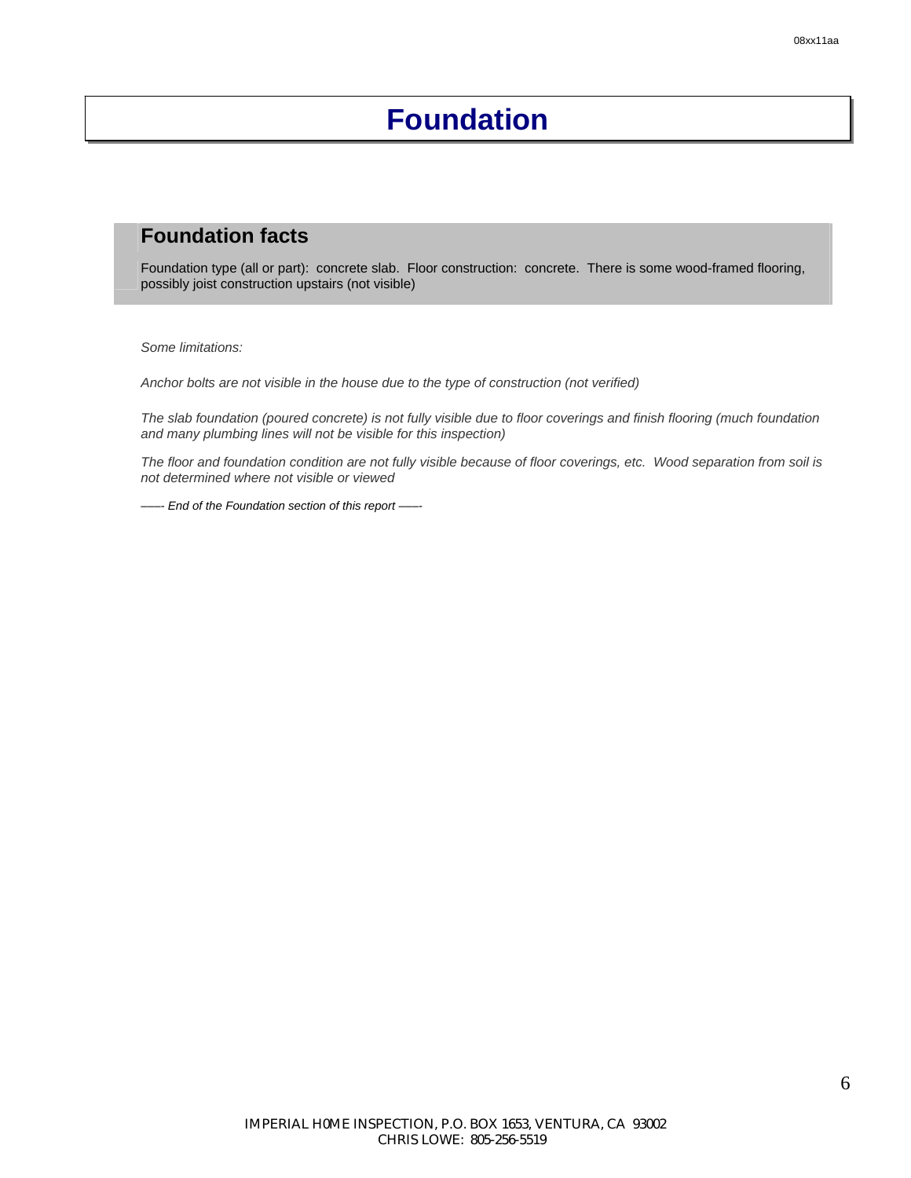# Foundation

## Foundation facts

Foundation type (all or part): concrete slab. Floor construction: concrete. There is some wood-framed flooring, possibly joist construction upstairs (not visible)

*Some limitations:*

*Anchor bolts are not visible in the house due to the type of construction (not verified)*

*The slab foundation (poured concrete) is not fully visible due to floor coverings and finish flooring (much foundation and many plumbing lines will not be visible for this inspection)*

*The floor and foundation condition are not fully visible because of floor coverings, etc. Wood separation from soil is not determined where not visible or viewed*

*——- End of the Foundation section of this report ——-*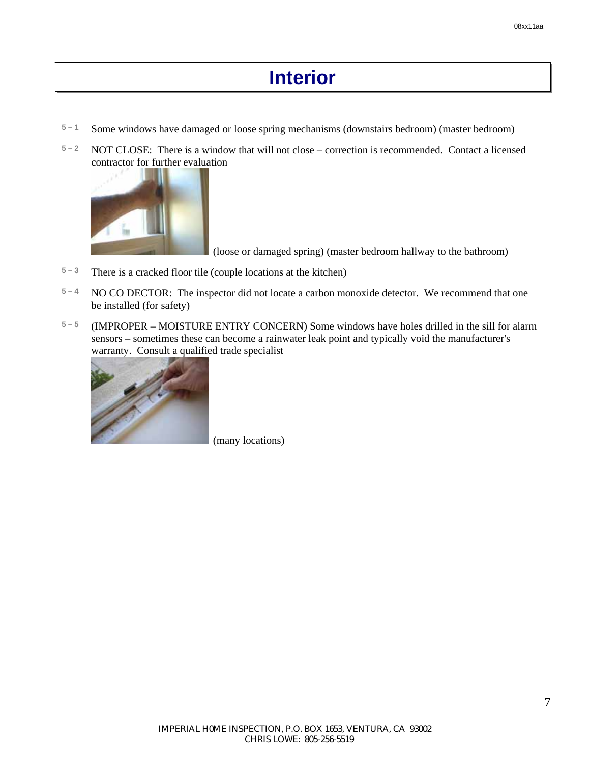# Interior

5 – 1 Some windows have damaged or loose spring mechanisms (downstairs bedroom) (master bedroom)

5 – 2 NOT CLOSE: There is a window that will not close – correction is recommended. Contact a licensed contractor for further evaluation

(loose or damaged spring) (master bedroom hallway to the bathroom)

5 – 3 There is a cracked floor tile (couple locations at the kitchen)

5 – 4 NO CO DECTOR: The inspector did not locate a carbon monoxide detector. We recommend that one be installed (for safety)

5 – 5 (IMPROPER – MOISTURE ENTRY CONCERN) Some windows have holes drilled in the sill for alarm sensors – sometimes these can become a rainwater leak point and typically void the manufacturer's warranty. Consult a qualified trade specialist

(many locations)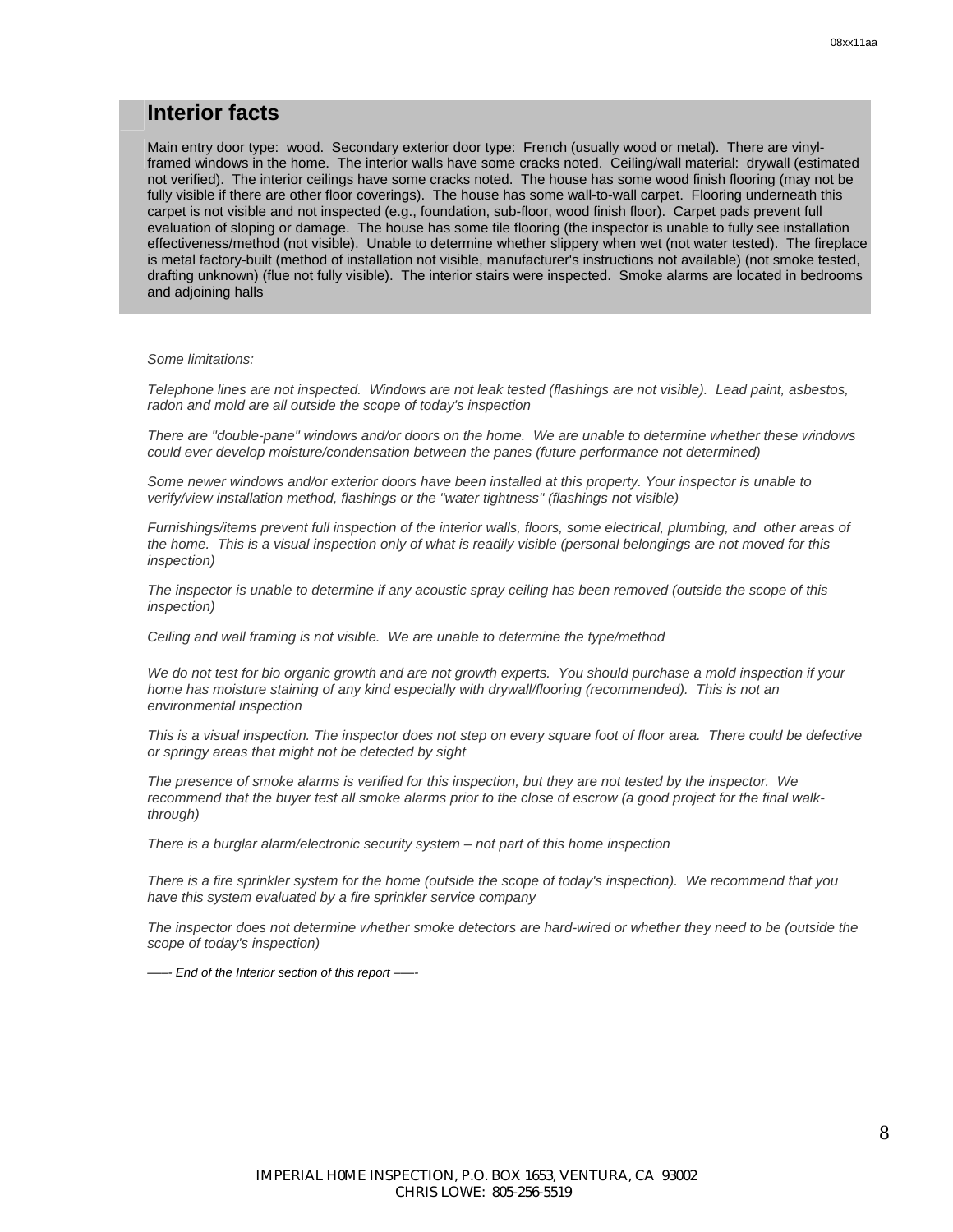## Interior facts

Main entry door type: wood. Secondary exterior door type: French (usually wood or metal). There are vinyl-framed windows in the home. The interior walls have some cracks noted. Ceiling/wall material: drywall (estimated not verified). The interior ceilings have some cracks noted. The house has some wood finish flooring (may not be fully visible if there are other floor coverings). The house has some wall-to-wall carpet. Flooring underneath this carpet is not visible and not inspected (e.g., foundation, sub-floor, wood finish floor). Carpet pads prevent full evaluation of sloping or damage. The house has some tile flooring (the inspector is unable to fully see installation effectiveness/method (not visible). Unable to determine whether slippery when wet (not water tested). The fireplace is metal factory-built (method of installation not visible, manufacturer's instructions not available) (not smoke tested, drafting unknown) (flue not fully visible). The interior stairs were inspected. Smoke alarms are located in bedrooms and adjoining halls

*Some limitations:*

*Telephone lines are not inspected. Windows are not leak tested (flashings are not visible). Lead paint, asbestos, radon and mold are all outside the scope of today's inspection*

*There are "double-pane" windows and/or doors on the home. We are unable to determine whether these windows could ever develop moisture/condensation between the panes (future performance not determined)*

*Some newer windows and/or exterior doors have been installed at this property. Your inspector is unable to verify/view installation method, flashings or the "water tightness" (flashings not visible)*

*Furnishings/items prevent full inspection of the interior walls, floors, some electrical, plumbing, and other areas of the home. This is a visual inspection only of what is readily visible (personal belongings are not moved for this inspection)*

*The inspector is unable to determine if any acoustic spray ceiling has been removed (outside the scope of this inspection)*

*Ceiling and wall framing is not visible. We are unable to determine the type/method*

*We do not test for bio organic growth and are not growth experts. You should purchase a mold inspection if your home has moisture staining of any kind especially with drywall/flooring (recommended). This is not an environmental inspection*

*This is a visual inspection. The inspector does not step on every square foot of floor area. There could be defective or springy areas that might not be detected by sight*

*The presence of smoke alarms is verified for this inspection, but they are not tested by the inspector. We recommend that the buyer test all smoke alarms prior to the close of escrow (a good project for the final walk-through)*

*There is a burglar alarm/electronic security system – not part of this home inspection*

*There is a fire sprinkler system for the home (outside the scope of today's inspection). We recommend that you have this system evaluated by a fire sprinkler service company*

*The inspector does not determine whether smoke detectors are hard-wired or whether they need to be (outside the scope of today's inspection)*

*—- End of the Interior section of this report —-*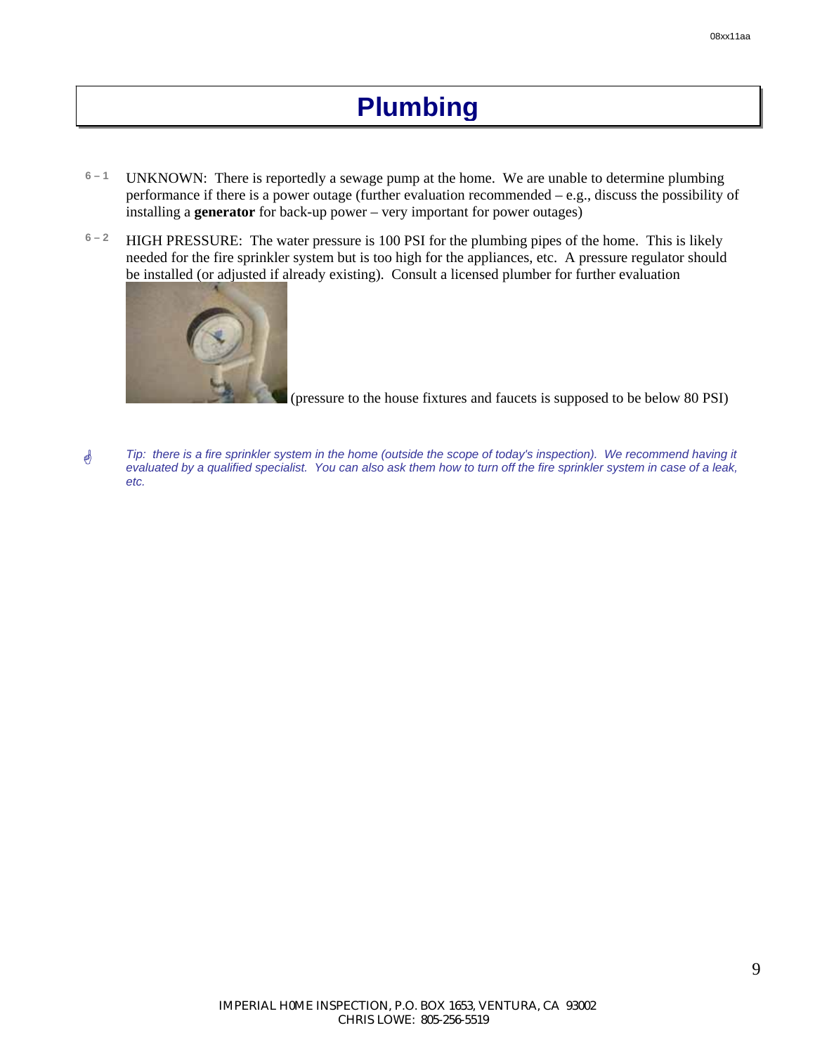# Plumbing

6 – 1 UNKNOWN: There is reportedly a sewage pump at the home. We are unable to determine plumbing performance if there is a power outage (further evaluation recommended – e.g., discuss the possibility of installing a **generator** for back-up power – very important for power outages)

6 – 2 HIGH PRESSURE: The water pressure is 100 PSI for the plumbing pipes of the home. This is likely needed for the fire sprinkler system but is too high for the appliances, etc. A pressure regulator should be installed (or adjusted if already existing). Consult a licensed plumber for further evaluation

(pressure to the house fixtures and faucets is supposed to be below 80 PSI)

☝ *Tip: there is a fire sprinkler system in the home (outside the scope of today's inspection). We recommend having it evaluated by a qualified specialist. You can also ask them how to turn off the fire sprinkler system in case of a leak, etc.*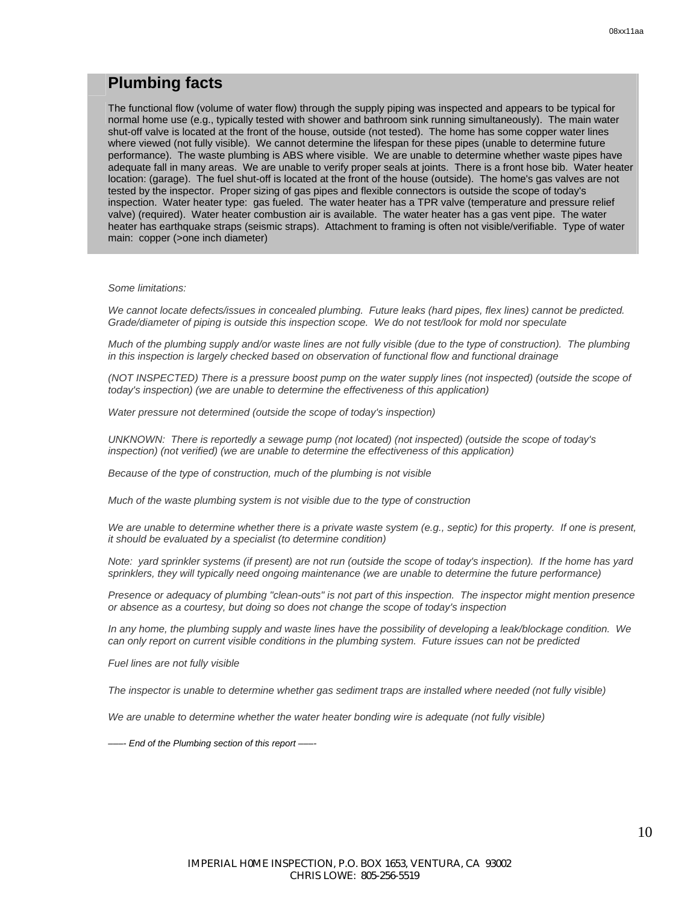## Plumbing facts

The functional flow (volume of water flow) through the supply piping was inspected and appears to be typical for normal home use (e.g., typically tested with shower and bathroom sink running simultaneously). The main water shut-off valve is located at the front of the house, outside (not tested). The home has some copper water lines where viewed (not fully visible). We cannot determine the lifespan for these pipes (unable to determine future performance). The waste plumbing is ABS where visible. We are unable to determine whether waste pipes have adequate fall in many areas. We are unable to verify proper seals at joints. There is a front hose bib. Water heater location: (garage). The fuel shut-off is located at the front of the house (outside). The home's gas valves are not tested by the inspector. Proper sizing of gas pipes and flexible connectors is outside the scope of today's inspection. Water heater type: gas fueled. The water heater has a TPR valve (temperature and pressure relief valve) (required). Water heater combustion air is available. The water heater has a gas vent pipe. The water heater has earthquake straps (seismic straps). Attachment to framing is often not visible/verifiable. Type of water main: copper (>one inch diameter)

*Some limitations:*

*We cannot locate defects/issues in concealed plumbing. Future leaks (hard pipes, flex lines) cannot be predicted. Grade/diameter of piping is outside this inspection scope. We do not test/look for mold nor speculate*

*Much of the plumbing supply and/or waste lines are not fully visible (due to the type of construction). The plumbing in this inspection is largely checked based on observation of functional flow and functional drainage*

*(NOT INSPECTED) There is a pressure boost pump on the water supply lines (not inspected) (outside the scope of today's inspection) (we are unable to determine the effectiveness of this application)*

*Water pressure not determined (outside the scope of today's inspection)*

*UNKNOWN: There is reportedly a sewage pump (not located) (not inspected) (outside the scope of today's inspection) (not verified) (we are unable to determine the effectiveness of this application)*

*Because of the type of construction, much of the plumbing is not visible*

*Much of the waste plumbing system is not visible due to the type of construction*

*We are unable to determine whether there is a private waste system (e.g., septic) for this property. If one is present, it should be evaluated by a specialist (to determine condition)*

*Note: yard sprinkler systems (if present) are not run (outside the scope of today's inspection). If the home has yard sprinklers, they will typically need ongoing maintenance (we are unable to determine the future performance)*

*Presence or adequacy of plumbing "clean-outs" is not part of this inspection. The inspector might mention presence or absence as a courtesy, but doing so does not change the scope of today's inspection*

*In any home, the plumbing supply and waste lines have the possibility of developing a leak/blockage condition. We can only report on current visible conditions in the plumbing system. Future issues can not be predicted*

*Fuel lines are not fully visible*

*The inspector is unable to determine whether gas sediment traps are installed where needed (not fully visible)*

*We are unable to determine whether the water heater bonding wire is adequate (not fully visible)*

*----- End of the Plumbing section of this report -----*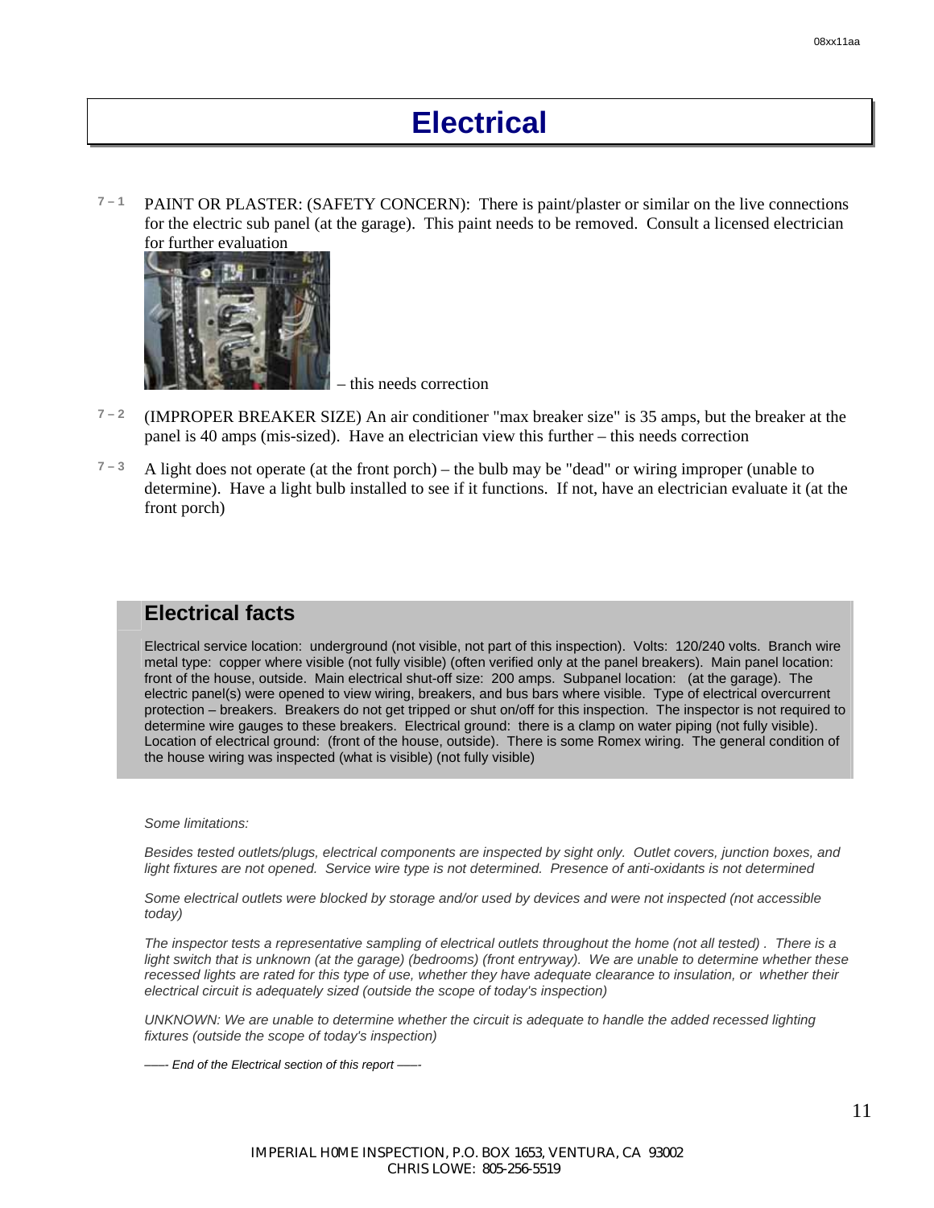# Electrical

7 – 1 PAINT OR PLASTER: (SAFETY CONCERN): There is paint/plaster or similar on the live connections for the electric sub panel (at the garage). This paint needs to be removed. Consult a licensed electrician for further evaluation

– this needs correction

7 – 2 (IMPROPER BREAKER SIZE) An air conditioner "max breaker size" is 35 amps, but the breaker at the panel is 40 amps (mis-sized). Have an electrician view this further – this needs correction

7 – 3 A light does not operate (at the front porch) – the bulb may be "dead" or wiring improper (unable to determine). Have a light bulb installed to see if it functions. If not, have an electrician evaluate it (at the front porch)

## Electrical facts

Electrical service location: underground (not visible, not part of this inspection). Volts: 120/240 volts. Branch wire metal type: copper where visible (not fully visible) (often verified only at the panel breakers). Main panel location: front of the house, outside. Main electrical shut-off size: 200 amps. Subpanel location: (at the garage). The electric panel(s) were opened to view wiring, breakers, and bus bars where visible. Type of electrical overcurrent protection – breakers. Breakers do not get tripped or shut on/off for this inspection. The inspector is not required to determine wire gauges to these breakers. Electrical ground: there is a clamp on water piping (not fully visible). Location of electrical ground: (front of the house, outside). There is some Romex wiring. The general condition of the house wiring was inspected (what is visible) (not fully visible)

*Some limitations:*

*Besides tested outlets/plugs, electrical components are inspected by sight only. Outlet covers, junction boxes, and light fixtures are not opened. Service wire type is not determined. Presence of anti-oxidants is not determined*

*Some electrical outlets were blocked by storage and/or used by devices and were not inspected (not accessible today)*

*The inspector tests a representative sampling of electrical outlets throughout the home (not all tested) . There is a light switch that is unknown (at the garage) (bedrooms) (front entryway). We are unable to determine whether these recessed lights are rated for this type of use, whether they have adequate clearance to insulation, or whether their electrical circuit is adequately sized (outside the scope of today's inspection)*

*UNKNOWN: We are unable to determine whether the circuit is adequate to handle the added recessed lighting fixtures (outside the scope of today's inspection)*

*—— End of the Electrical section of this report ——*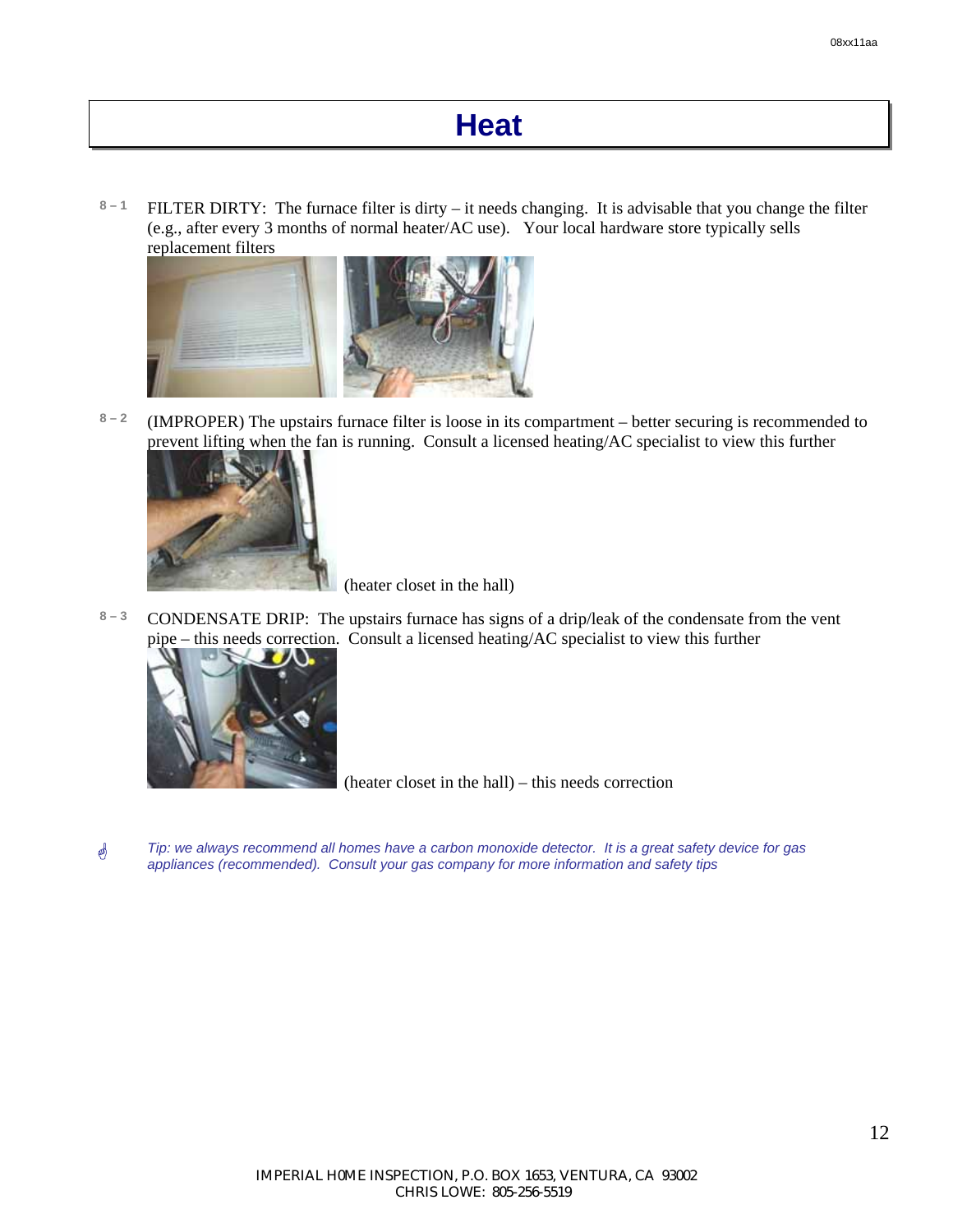# Heat

**8 – 1** FILTER DIRTY: The furnace filter is dirty – it needs changing. It is advisable that you change the filter (e.g., after every 3 months of normal heater/AC use). Your local hardware store typically sells replacement filters

**8 – 2** (IMPROPER) The upstairs furnace filter is loose in its compartment – better securing is recommended to prevent lifting when the fan is running. Consult a licensed heating/AC specialist to view this further

(heater closet in the hall)

**8 – 3** CONDENSATE DRIP: The upstairs furnace has signs of a drip/leak of the condensate from the vent pipe – this needs correction. Consult a licensed heating/AC specialist to view this further

(heater closet in the hall) – this needs correction

*Tip: we always recommend all homes have a carbon monoxide detector. It is a great safety device for gas appliances (recommended). Consult your gas company for more information and safety tips*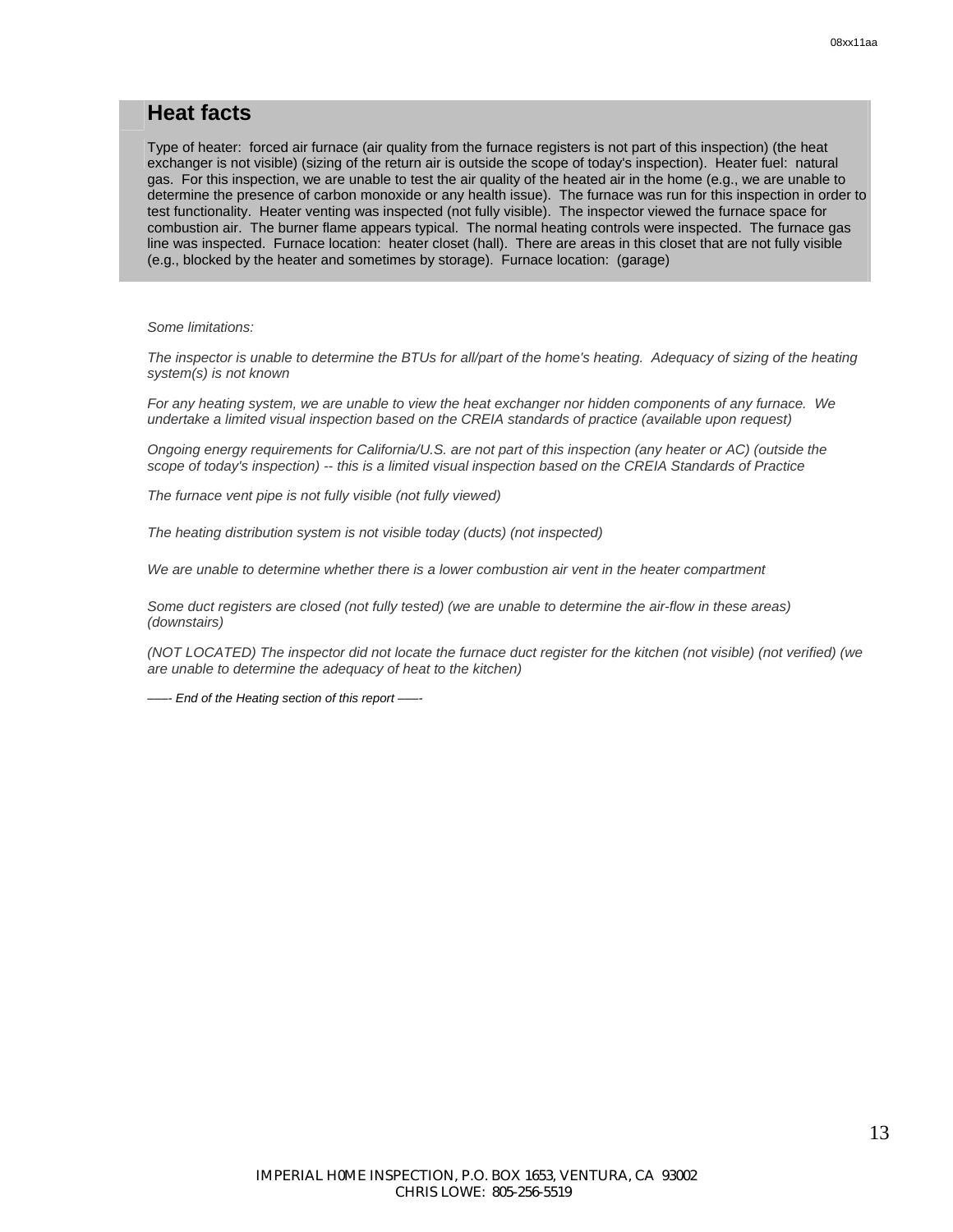## Heat facts

Type of heater: forced air furnace (air quality from the furnace registers is not part of this inspection) (the heat exchanger is not visible) (sizing of the return air is outside the scope of today's inspection). Heater fuel: natural gas. For this inspection, we are unable to test the air quality of the heated air in the home (e.g., we are unable to determine the presence of carbon monoxide or any health issue). The furnace was run for this inspection in order to test functionality. Heater venting was inspected (not fully visible). The inspector viewed the furnace space for combustion air. The burner flame appears typical. The normal heating controls were inspected. The furnace gas line was inspected. Furnace location: heater closet (hall). There are areas in this closet that are not fully visible (e.g., blocked by the heater and sometimes by storage). Furnace location: (garage)

*Some limitations:*

*The inspector is unable to determine the BTUs for all/part of the home's heating. Adequacy of sizing of the heating system(s) is not known*

*For any heating system, we are unable to view the heat exchanger nor hidden components of any furnace. We undertake a limited visual inspection based on the CREIA standards of practice (available upon request)*

*Ongoing energy requirements for California/U.S. are not part of this inspection (any heater or AC) (outside the scope of today's inspection) -- this is a limited visual inspection based on the CREIA Standards of Practice*

*The furnace vent pipe is not fully visible (not fully viewed)*

*The heating distribution system is not visible today (ducts) (not inspected)*

*We are unable to determine whether there is a lower combustion air vent in the heater compartment*

*Some duct registers are closed (not fully tested) (we are unable to determine the air-flow in these areas) (downstairs)*

*(NOT LOCATED) The inspector did not locate the furnace duct register for the kitchen (not visible) (not verified) (we are unable to determine the adequacy of heat to the kitchen)*

*——- End of the Heating section of this report ——-*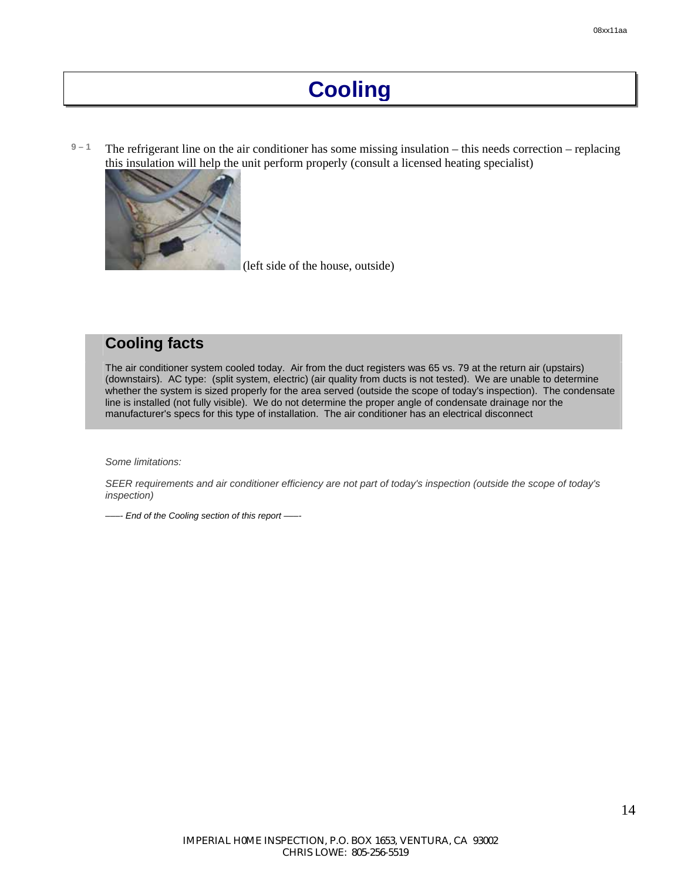# Cooling

9 – 1 The refrigerant line on the air conditioner has some missing insulation – this needs correction – replacing this insulation will help the unit perform properly (consult a licensed heating specialist)

(left side of the house, outside)

## Cooling facts

The air conditioner system cooled today. Air from the duct registers was 65 vs. 79 at the return air (upstairs) (downstairs). AC type: (split system, electric) (air quality from ducts is not tested). We are unable to determine whether the system is sized properly for the area served (outside the scope of today's inspection). The condensate line is installed (not fully visible). We do not determine the proper angle of condensate drainage nor the manufacturer's specs for this type of installation. The air conditioner has an electrical disconnect

*Some limitations:*

*SEER requirements and air conditioner efficiency are not part of today's inspection (outside the scope of today's inspection)*

*—— End of the Cooling section of this report ——*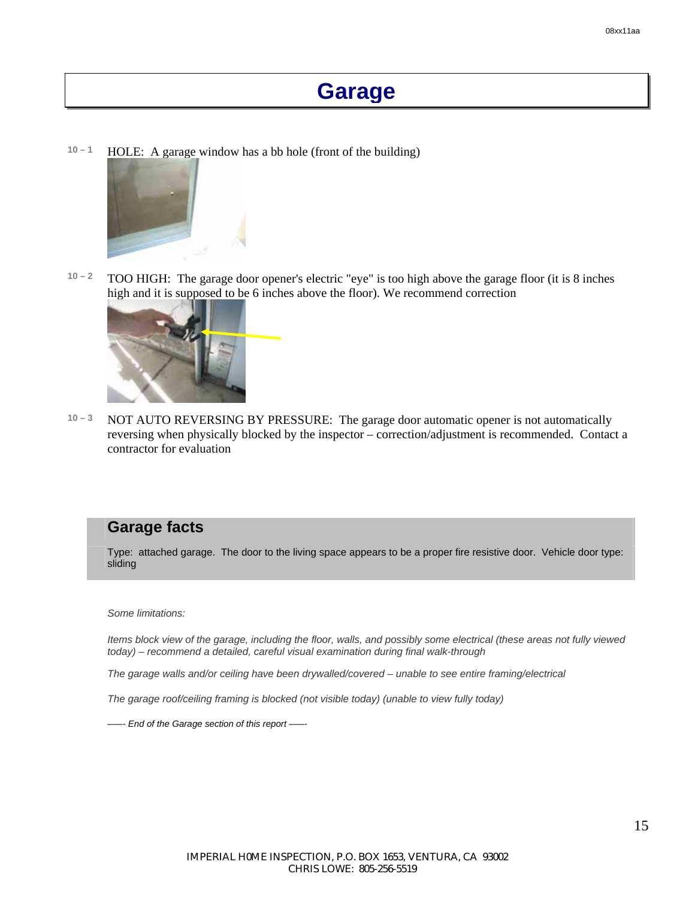# Garage

10 – 1 HOLE: A garage window has a bb hole (front of the building)

10 – 2 TOO HIGH: The garage door opener's electric "eye" is too high above the garage floor (it is 8 inches high and it is supposed to be 6 inches above the floor). We recommend correction

10 – 3 NOT AUTO REVERSING BY PRESSURE: The garage door automatic opener is not automatically reversing when physically blocked by the inspector – correction/adjustment is recommended. Contact a contractor for evaluation

## Garage facts

Type: attached garage. The door to the living space appears to be a proper fire resistive door. Vehicle door type: sliding

*Some limitations:*

*Items block view of the garage, including the floor, walls, and possibly some electrical (these areas not fully viewed today) – recommend a detailed, careful visual examination during final walk-through*

*The garage walls and/or ceiling have been drywalled/covered – unable to see entire framing/electrical*

*The garage roof/ceiling framing is blocked (not visible today) (unable to view fully today)*

*—- End of the Garage section of this report —-*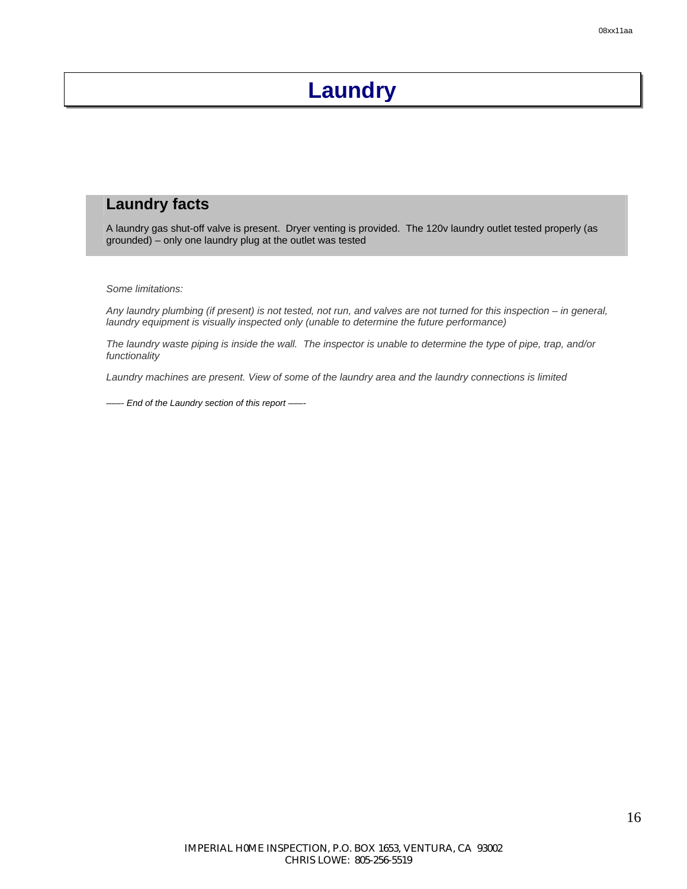# Laundry

## Laundry facts

A laundry gas shut-off valve is present. Dryer venting is provided. The 120v laundry outlet tested properly (as grounded) – only one laundry plug at the outlet was tested

*Some limitations:*

*Any laundry plumbing (if present) is not tested, not run, and valves are not turned for this inspection – in general, laundry equipment is visually inspected only (unable to determine the future performance)*

*The laundry waste piping is inside the wall. The inspector is unable to determine the type of pipe, trap, and/or functionality*

*Laundry machines are present. View of some of the laundry area and the laundry connections is limited*

*—— End of the Laundry section of this report ——*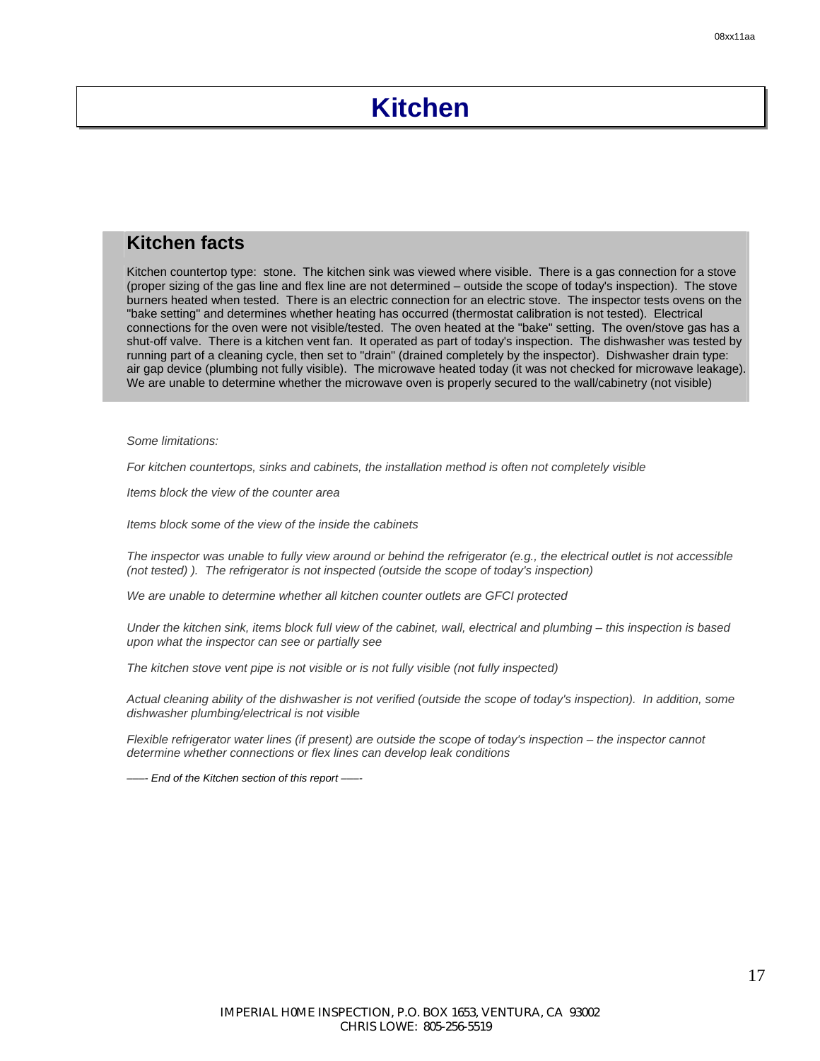# Kitchen

## Kitchen facts

Kitchen countertop type: stone. The kitchen sink was viewed where visible. There is a gas connection for a stove (proper sizing of the gas line and flex line are not determined – outside the scope of today's inspection). The stove burners heated when tested. There is an electric connection for an electric stove. The inspector tests ovens on the "bake setting" and determines whether heating has occurred (thermostat calibration is not tested). Electrical connections for the oven were not visible/tested. The oven heated at the "bake" setting. The oven/stove gas has a shut-off valve. There is a kitchen vent fan. It operated as part of today's inspection. The dishwasher was tested by running part of a cleaning cycle, then set to "drain" (drained completely by the inspector). Dishwasher drain type: air gap device (plumbing not fully visible). The microwave heated today (it was not checked for microwave leakage). We are unable to determine whether the microwave oven is properly secured to the wall/cabinetry (not visible)

*Some limitations:*

*For kitchen countertops, sinks and cabinets, the installation method is often not completely visible*

*Items block the view of the counter area*

*Items block some of the view of the inside the cabinets*

*The inspector was unable to fully view around or behind the refrigerator (e.g., the electrical outlet is not accessible (not tested) ). The refrigerator is not inspected (outside the scope of today's inspection)*

*We are unable to determine whether all kitchen counter outlets are GFCI protected*

*Under the kitchen sink, items block full view of the cabinet, wall, electrical and plumbing – this inspection is based upon what the inspector can see or partially see*

*The kitchen stove vent pipe is not visible or is not fully visible (not fully inspected)*

*Actual cleaning ability of the dishwasher is not verified (outside the scope of today's inspection). In addition, some dishwasher plumbing/electrical is not visible*

*Flexible refrigerator water lines (if present) are outside the scope of today's inspection – the inspector cannot determine whether connections or flex lines can develop leak conditions*

*—–- End of the Kitchen section of this report —–-*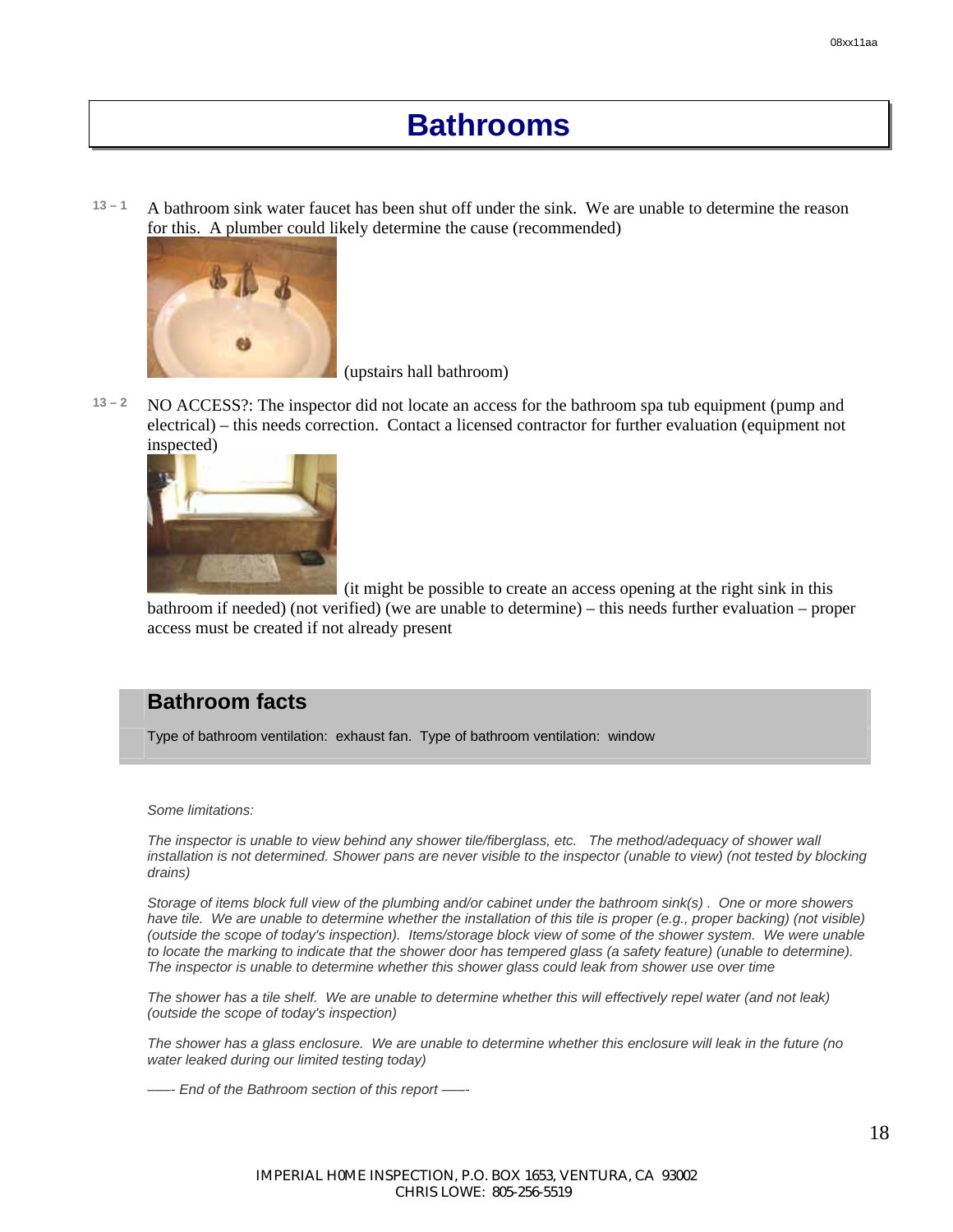# Bathrooms

13 – 1 A bathroom sink water faucet has been shut off under the sink. We are unable to determine the reason for this. A plumber could likely determine the cause (recommended)

(upstairs hall bathroom)

13 – 2 NO ACCESS?: The inspector did not locate an access for the bathroom spa tub equipment (pump and electrical) – this needs correction. Contact a licensed contractor for further evaluation (equipment not inspected)

(it might be possible to create an access opening at the right sink in this bathroom if needed) (not verified) (we are unable to determine) – this needs further evaluation – proper access must be created if not already present

## Bathroom facts

Type of bathroom ventilation: exhaust fan. Type of bathroom ventilation: window

*Some limitations:*

*The inspector is unable to view behind any shower tile/fiberglass, etc. The method/adequacy of shower wall installation is not determined. Shower pans are never visible to the inspector (unable to view) (not tested by blocking drains)*

*Storage of items block full view of the plumbing and/or cabinet under the bathroom sink(s) . One or more showers have tile. We are unable to determine whether the installation of this tile is proper (e.g., proper backing) (not visible) (outside the scope of today's inspection). Items/storage block view of some of the shower system. We were unable to locate the marking to indicate that the shower door has tempered glass (a safety feature) (unable to determine). The inspector is unable to determine whether this shower glass could leak from shower use over time*

*The shower has a tile shelf. We are unable to determine whether this will effectively repel water (and not leak) (outside the scope of today's inspection)*

*The shower has a glass enclosure. We are unable to determine whether this enclosure will leak in the future (no water leaked during our limited testing today)*

*—- End of the Bathroom section of this report —-*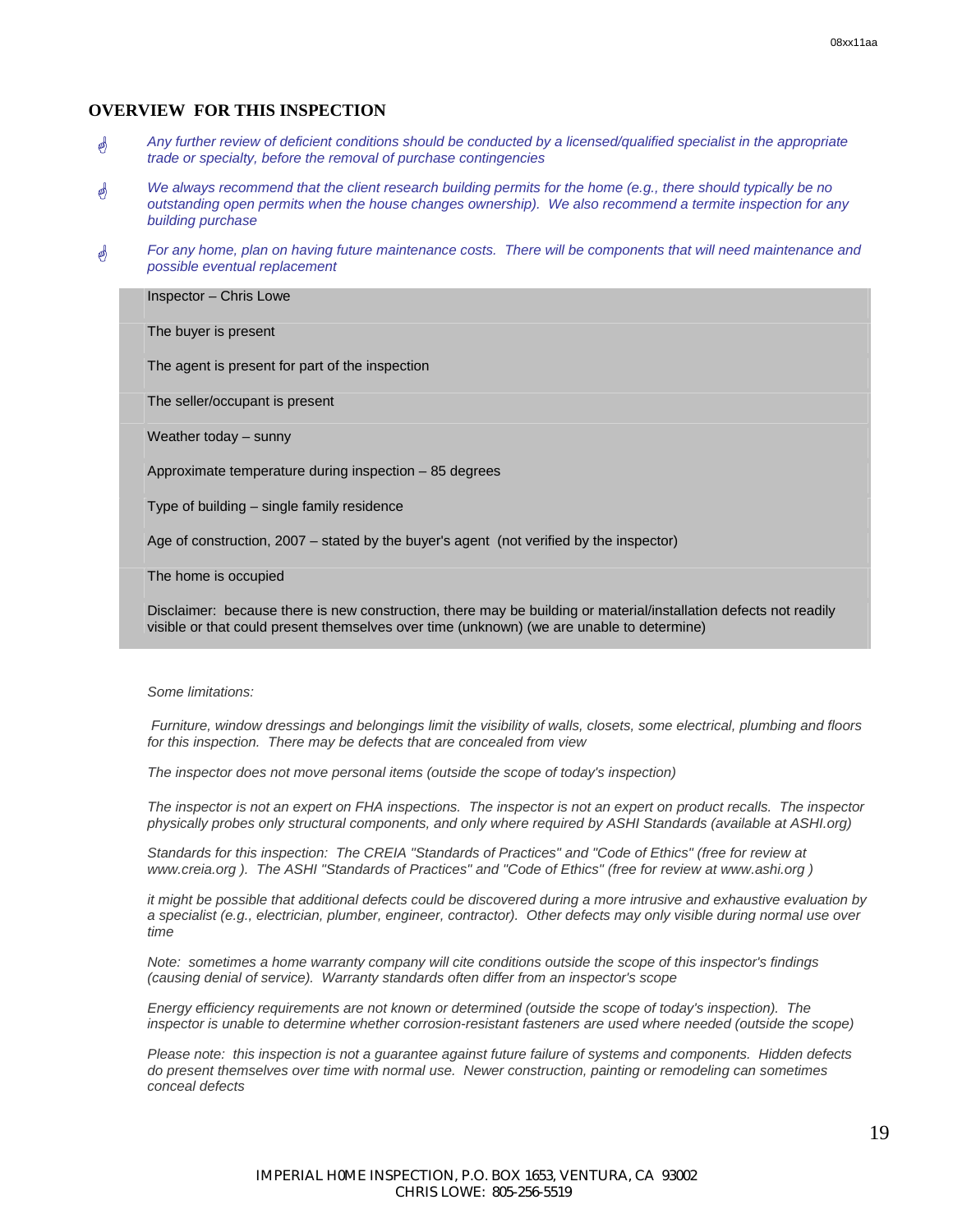## OVERVIEW FOR THIS INSPECTION

- *Any further review of deficient conditions should be conducted by a licensed/qualified specialist in the appropriate trade or specialty, before the removal of purchase contingencies*
- *We always recommend that the client research building permits for the home (e.g., there should typically be no outstanding open permits when the house changes ownership). We also recommend a termite inspection for any building purchase*
- *For any home, plan on having future maintenance costs. There will be components that will need maintenance and possible eventual replacement*

Inspector – Chris Lowe

The buyer is present

The agent is present for part of the inspection

The seller/occupant is present

Weather today – sunny

Approximate temperature during inspection – 85 degrees

Type of building – single family residence

Age of construction, 2007 – stated by the buyer's agent (not verified by the inspector)

The home is occupied

Disclaimer: because there is new construction, there may be building or material/installation defects not readily visible or that could present themselves over time (unknown) (we are unable to determine)

*Some limitations:*

*Furniture, window dressings and belongings limit the visibility of walls, closets, some electrical, plumbing and floors for this inspection. There may be defects that are concealed from view*

*The inspector does not move personal items (outside the scope of today's inspection)*

*The inspector is not an expert on FHA inspections. The inspector is not an expert on product recalls. The inspector physically probes only structural components, and only where required by ASHI Standards (available at ASHI.org)*

*Standards for this inspection: The CREIA "Standards of Practices" and "Code of Ethics" (free for review at www.creia.org ). The ASHI "Standards of Practices" and "Code of Ethics" (free for review at www.ashi.org )*

*it might be possible that additional defects could be discovered during a more intrusive and exhaustive evaluation by a specialist (e.g., electrician, plumber, engineer, contractor). Other defects may only visible during normal use over time*

*Note: sometimes a home warranty company will cite conditions outside the scope of this inspector's findings (causing denial of service). Warranty standards often differ from an inspector's scope*

*Energy efficiency requirements are not known or determined (outside the scope of today's inspection). The inspector is unable to determine whether corrosion-resistant fasteners are used where needed (outside the scope)*

*Please note: this inspection is not a guarantee against future failure of systems and components. Hidden defects do present themselves over time with normal use. Newer construction, painting or remodeling can sometimes conceal defects*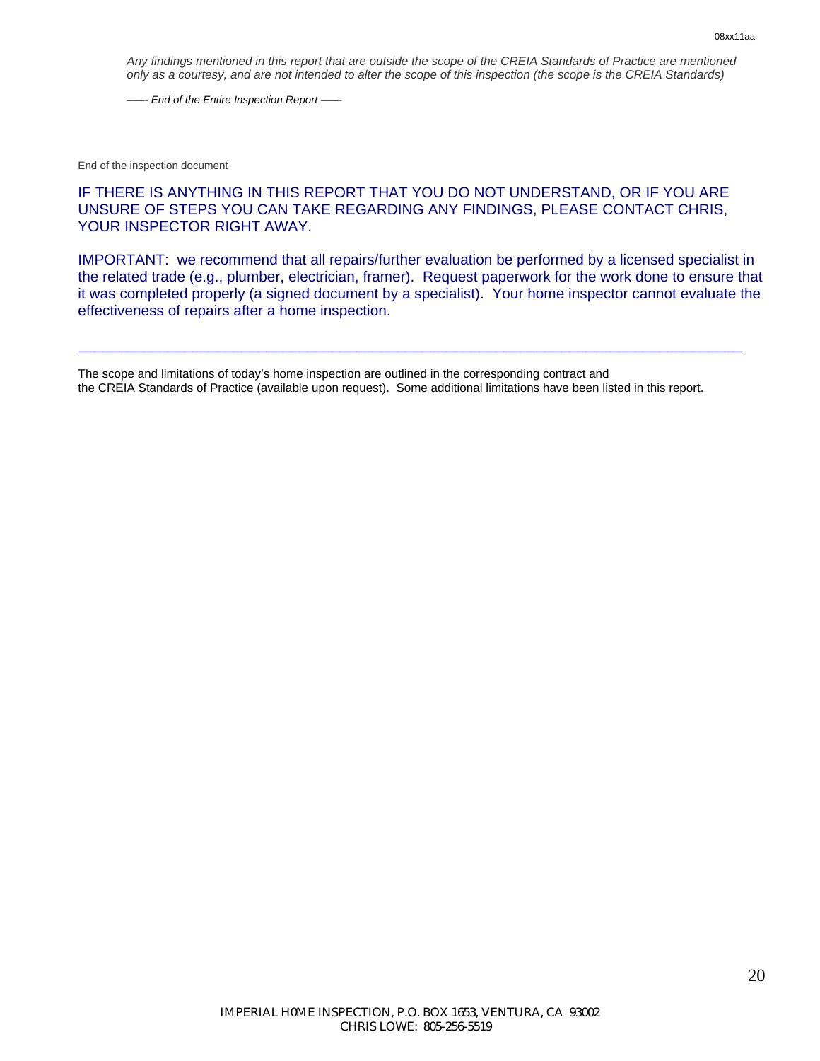*Any findings mentioned in this report that are outside the scope of the CREIA Standards of Practice are mentioned only as a courtesy, and are not intended to alter the scope of this inspection (the scope is the CREIA Standards)*

*—— End of the Entire Inspection Report ——*

End of the inspection document

IF THERE IS ANYTHING IN THIS REPORT THAT YOU DO NOT UNDERSTAND, OR IF YOU ARE UNSURE OF STEPS YOU CAN TAKE REGARDING ANY FINDINGS, PLEASE CONTACT CHRIS, YOUR INSPECTOR RIGHT AWAY.

IMPORTANT: we recommend that all repairs/further evaluation be performed by a licensed specialist in the related trade (e.g., plumber, electrician, framer). Request paperwork for the work done to ensure that it was completed properly (a signed document by a specialist). Your home inspector cannot evaluate the effectiveness of repairs after a home inspection.

---

The scope and limitations of today's home inspection are outlined in the corresponding contract and the CREIA Standards of Practice (available upon request). Some additional limitations have been listed in this report.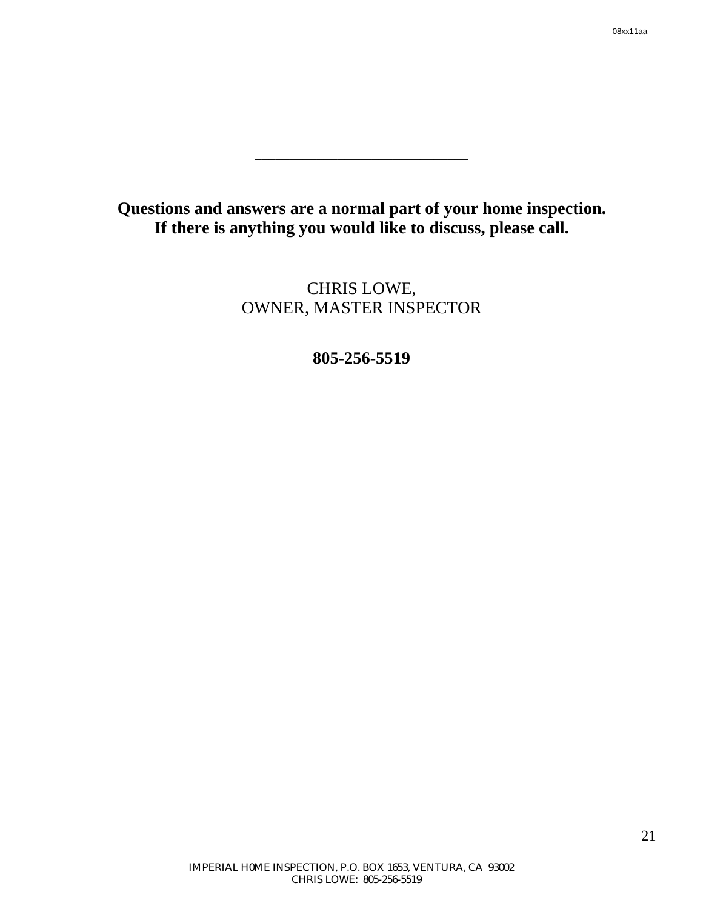---

**Questions and answers are a normal part of your home inspection. If there is anything you would like to discuss, please call.**

CHRIS LOWE,
OWNER, MASTER INSPECTOR

**805-256-5519**